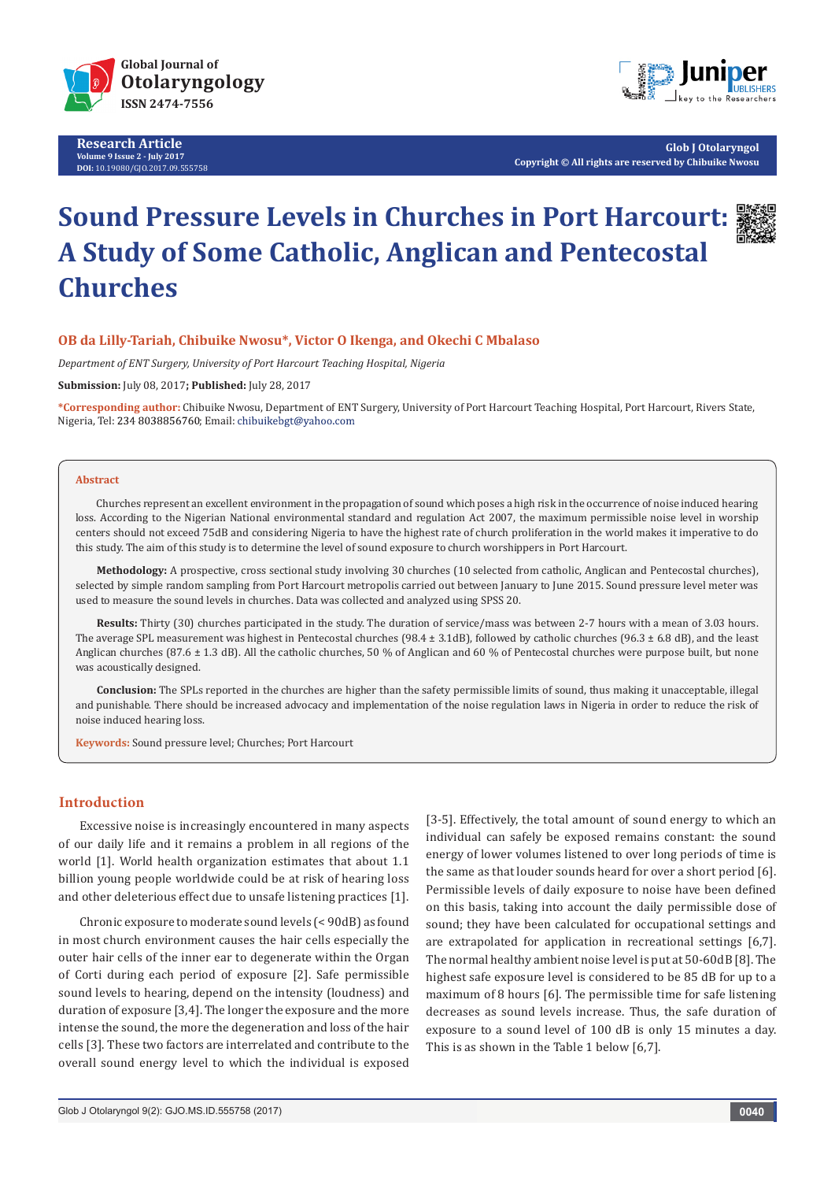# Sound Pressure Levels in Churches in Port Harcourt: A Study of Some Catholic, Anglican and Pentecostal Churches

**OB da Lilly-Tariah, Chibuike Nwosu*, Victor O Ikenga, and Okechi C Mbalaso**

*Department of ENT Surgery, University of Port Harcourt Teaching Hospital, Nigeria*

**Submission:** July 08, 2017**; Published:** July 28, 2017

**\*Corresponding author:** Chibuike Nwosu, Department of ENT Surgery, University of Port Harcourt Teaching Hospital, Port Harcourt, Rivers State, Nigeria, Tel: 234 8038856760; Email: chibuikebgt@yahoo.com

## Abstract

Churches represent an excellent environment in the propagation of sound which poses a high risk in the occurrence of noise induced hearing loss. According to the Nigerian National environmental standard and regulation Act 2007, the maximum permissible noise level in worship centers should not exceed 75dB and considering Nigeria to have the highest rate of church proliferation in the world makes it imperative to do this study. The aim of this study is to determine the level of sound exposure to church worshippers in Port Harcourt.

**Methodology:** A prospective, cross sectional study involving 30 churches (10 selected from catholic, Anglican and Pentecostal churches), selected by simple random sampling from Port Harcourt metropolis carried out between January to June 2015. Sound pressure level meter was used to measure the sound levels in churches. Data was collected and analyzed using SPSS 20.

**Results:** Thirty (30) churches participated in the study. The duration of service/mass was between 2-7 hours with a mean of 3.03 hours. The average SPL measurement was highest in Pentecostal churches (98.4 ± 3.1dB), followed by catholic churches (96.3 ± 6.8 dB), and the least Anglican churches (87.6 ± 1.3 dB). All the catholic churches, 50 % of Anglican and 60 % of Pentecostal churches were purpose built, but none was acoustically designed.

**Conclusion:** The SPLs reported in the churches are higher than the safety permissible limits of sound, thus making it unacceptable, illegal and punishable. There should be increased advocacy and implementation of the noise regulation laws in Nigeria in order to reduce the risk of noise induced hearing loss.

**Keywords:** Sound pressure level; Churches; Port Harcourt

## Introduction

Excessive noise is increasingly encountered in many aspects of our daily life and it remains a problem in all regions of the world [1]. World health organization estimates that about 1.1 billion young people worldwide could be at risk of hearing loss and other deleterious effect due to unsafe listening practices [1].

Chronic exposure to moderate sound levels (< 90dB) as found in most church environment causes the hair cells especially the outer hair cells of the inner ear to degenerate within the Organ of Corti during each period of exposure [2]. Safe permissible sound levels to hearing, depend on the intensity (loudness) and duration of exposure [3,4]. The longer the exposure and the more intense the sound, the more the degeneration and loss of the hair cells [3]. These two factors are interrelated and contribute to the overall sound energy level to which the individual is exposed [3-5]. Effectively, the total amount of sound energy to which an individual can safely be exposed remains constant: the sound energy of lower volumes listened to over long periods of time is the same as that louder sounds heard for over a short period [6]. Permissible levels of daily exposure to noise have been defined on this basis, taking into account the daily permissible dose of sound; they have been calculated for occupational settings and are extrapolated for application in recreational settings [6,7]. The normal healthy ambient noise level is put at 50-60dB [8]. The highest safe exposure level is considered to be 85 dB for up to a maximum of 8 hours [6]. The permissible time for safe listening decreases as sound levels increase. Thus, the safe duration of exposure to a sound level of 100 dB is only 15 minutes a day. This is as shown in the Table 1 below [6,7].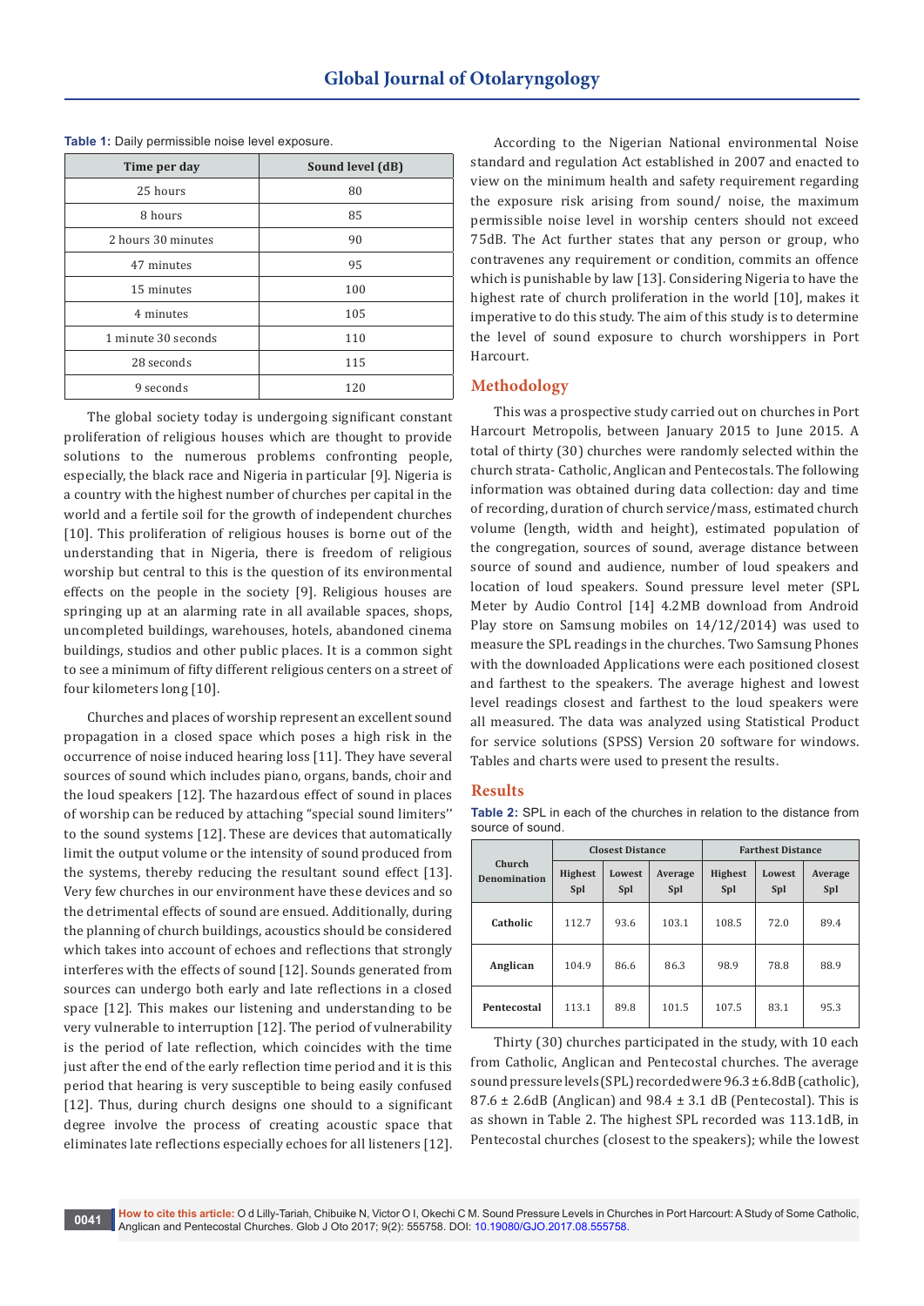**Table 1:** Daily permissible noise level exposure.

| Time per day | Sound level (dB) |
|---|---|
| 25 hours | 80 |
| 8 hours | 85 |
| 2 hours 30 minutes | 90 |
| 47 minutes | 95 |
| 15 minutes | 100 |
| 4 minutes | 105 |
| 1 minute 30 seconds | 110 |
| 28 seconds | 115 |
| 9 seconds | 120 |

The global society today is undergoing significant constant proliferation of religious houses which are thought to provide solutions to the numerous problems confronting people, especially, the black race and Nigeria in particular [9]. Nigeria is a country with the highest number of churches per capital in the world and a fertile soil for the growth of independent churches [10]. This proliferation of religious houses is borne out of the understanding that in Nigeria, there is freedom of religious worship but central to this is the question of its environmental effects on the people in the society [9]. Religious houses are springing up at an alarming rate in all available spaces, shops, uncompleted buildings, warehouses, hotels, abandoned cinema buildings, studios and other public places. It is a common sight to see a minimum of fifty different religious centers on a street of four kilometers long [10].

Churches and places of worship represent an excellent sound propagation in a closed space which poses a high risk in the occurrence of noise induced hearing loss [11]. They have several sources of sound which includes piano, organs, bands, choir and the loud speakers [12]. The hazardous effect of sound in places of worship can be reduced by attaching "special sound limiters'' to the sound systems [12]. These are devices that automatically limit the output volume or the intensity of sound produced from the systems, thereby reducing the resultant sound effect [13]. Very few churches in our environment have these devices and so the detrimental effects of sound are ensued. Additionally, during the planning of church buildings, acoustics should be considered which takes into account of echoes and reflections that strongly interferes with the effects of sound [12]. Sounds generated from sources can undergo both early and late reflections in a closed space [12]. This makes our listening and understanding to be very vulnerable to interruption [12]. The period of vulnerability is the period of late reflection, which coincides with the time just after the end of the early reflection time period and it is this period that hearing is very susceptible to being easily confused [12]. Thus, during church designs one should to a significant degree involve the process of creating acoustic space that eliminates late reflections especially echoes for all listeners [12].

According to the Nigerian National environmental Noise standard and regulation Act established in 2007 and enacted to view on the minimum health and safety requirement regarding the exposure risk arising from sound/ noise, the maximum permissible noise level in worship centers should not exceed 75dB. The Act further states that any person or group, who contravenes any requirement or condition, commits an offence which is punishable by law [13]. Considering Nigeria to have the highest rate of church proliferation in the world [10], makes it imperative to do this study. The aim of this study is to determine the level of sound exposure to church worshippers in Port Harcourt.

## Methodology

This was a prospective study carried out on churches in Port Harcourt Metropolis, between January 2015 to June 2015. A total of thirty (30) churches were randomly selected within the church strata- Catholic, Anglican and Pentecostals. The following information was obtained during data collection: day and time of recording, duration of church service/mass, estimated church volume (length, width and height), estimated population of the congregation, sources of sound, average distance between source of sound and audience, number of loud speakers and location of loud speakers. Sound pressure level meter (SPL Meter by Audio Control [14] 4.2MB download from Android Play store on Samsung mobiles on 14/12/2014) was used to measure the SPL readings in the churches. Two Samsung Phones with the downloaded Applications were each positioned closest and farthest to the speakers. The average highest and lowest level readings closest and farthest to the loud speakers were all measured. The data was analyzed using Statistical Product for service solutions (SPSS) Version 20 software for windows. Tables and charts were used to present the results.

## Results

**Table 2:** SPL in each of the churches in relation to the distance from source of sound.

| Church Denomination | Closest Distance | | | Farthest Distance | | |
|---|---|---|---|---|---|---|
| | Highest Spl | Lowest Spl | Average Spl | Highest Spl | Lowest Spl | Average Spl |
| Catholic | 112.7 | 93.6 | 103.1 | 108.5 | 72.0 | 89.4 |
| Anglican | 104.9 | 86.6 | 86.3 | 98.9 | 78.8 | 88.9 |
| Pentecostal | 113.1 | 89.8 | 101.5 | 107.5 | 83.1 | 95.3 |

Thirty (30) churches participated in the study, with 10 each from Catholic, Anglican and Pentecostal churches. The average sound pressure levels (SPL) recorded were 96.3 ±6.8dB (catholic), 87.6 ± 2.6dB (Anglican) and 98.4 ± 3.1 dB (Pentecostal). This is as shown in Table 2. The highest SPL recorded was 113.1dB, in Pentecostal churches (closest to the speakers); while the lowest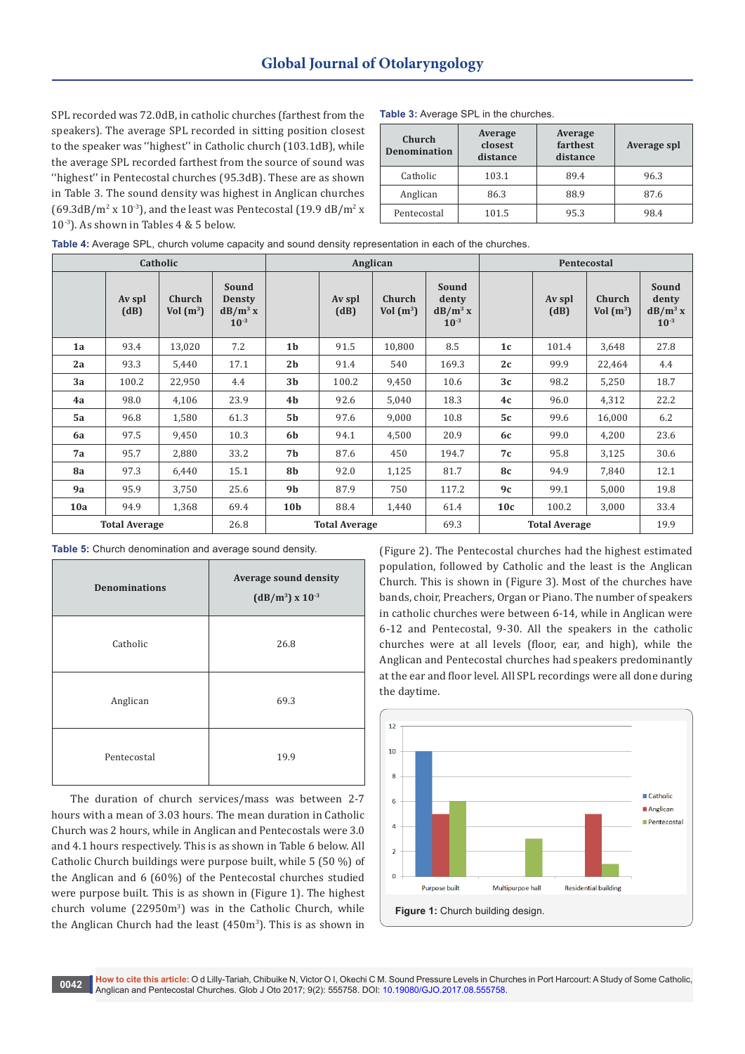SPL recorded was 72.0dB, in catholic churches (farthest from the speakers). The average SPL recorded in sitting position closest to the speaker was ''highest'' in Catholic church (103.1dB), while the average SPL recorded farthest from the source of sound was ''highest'' in Pentecostal churches (95.3dB). These are as shown in Table 3. The sound density was highest in Anglican churches (69.3dB/$m^2$ x $10^{-3}$), and the least was Pentecostal (19.9 dB/$m^2$ x $10^{-3}$). As shown in Tables 4 & 5 below.

**Table 3:** Average SPL in the churches.

| Church Denomination | Average closest distance | Average farthest distance | Average spl |
|---|---|---|---|
| Catholic | 103.1 | 89.4 | 96.3 |
| Anglican | 86.3 | 88.9 | 87.6 |
| Pentecostal | 101.5 | 95.3 | 98.4 |

**Table 4:** Average SPL, church volume capacity and sound density representation in each of the churches.

| Catholic | | | | Anglican | | | | Pentecostal | | | |
|---|---|---|---|---|---|---|---|---|---|---|---|
| | Av spl (dB) | Church Vol ($m^3$) | Sound Density dB/$m^3$ x $10^{-3}$ | | Av spl (dB) | Church Vol ($m^3$) | Sound denty dB/$m^3$ x $10^{-3}$ | | Av spl (dB) | Church Vol ($m^3$) | Sound denty dB/$m^3$ x $10^{-3}$ |
| 1a | 93.4 | 13,020 | 7.2 | 1b | 91.5 | 10,800 | 8.5 | 1c | 101.4 | 3,648 | 27.8 |
| 2a | 93.3 | 5,440 | 17.1 | 2b | 91.4 | 540 | 169.3 | 2c | 99.9 | 22,464 | 4.4 |
| 3a | 100.2 | 22,950 | 4.4 | 3b | 100.2 | 9,450 | 10.6 | 3c | 98.2 | 5,250 | 18.7 |
| 4a | 98.0 | 4,106 | 23.9 | 4b | 92.6 | 5,040 | 18.3 | 4c | 96.0 | 4,312 | 22.2 |
| 5a | 96.8 | 1,580 | 61.3 | 5b | 97.6 | 9,000 | 10.8 | 5c | 99.6 | 16,000 | 6.2 |
| 6a | 97.5 | 9,450 | 10.3 | 6b | 94.1 | 4,500 | 20.9 | 6c | 99.0 | 4,200 | 23.6 |
| 7a | 95.7 | 2,880 | 33.2 | 7b | 87.6 | 450 | 194.7 | 7c | 95.8 | 3,125 | 30.6 |
| 8a | 97.3 | 6,440 | 15.1 | 8b | 92.0 | 1,125 | 81.7 | 8c | 94.9 | 7,840 | 12.1 |
| 9a | 95.9 | 3,750 | 25.6 | 9b | 87.9 | 750 | 117.2 | 9c | 99.1 | 5,000 | 19.8 |
| 10a | 94.9 | 1,368 | 69.4 | 10b | 88.4 | 1,440 | 61.4 | 10c | 100.2 | 3,000 | 33.4 |
| Total Average | | | 26.8 | Total Average | | | 69.3 | Total Average | | | 19.9 |

**Table 5:** Church denomination and average sound density.

| Denominations | Average sound density (dB/$m^3$) x $10^{-3}$ |
|---|---|
| Catholic | 26.8 |
| Anglican | 69.3 |
| Pentecostal | 19.9 |

The duration of church services/mass was between 2-7 hours with a mean of 3.03 hours. The mean duration in Catholic Church was 2 hours, while in Anglican and Pentecostals were 3.0 and 4.1 hours respectively. This is as shown in Table 6 below. All Catholic Church buildings were purpose built, while 5 (50 %) of the Anglican and 6 (60%) of the Pentecostal churches studied were purpose built. This is as shown in (Figure 1). The highest church volume (22950$m^3$) was in the Catholic Church, while the Anglican Church had the least (450$m^3$). This is as shown in (Figure 2). The Pentecostal churches had the highest estimated population, followed by Catholic and the least is the Anglican Church. This is shown in (Figure 3). Most of the churches have bands, choir, Preachers, Organ or Piano. The number of speakers in catholic churches were between 6-14, while in Anglican were 6-12 and Pentecostal, 9-30. All the speakers in the catholic churches were at all levels (floor, ear, and high), while the Anglican and Pentecostal churches had speakers predominantly at the ear and floor level. All SPL recordings were all done during the daytime.

**Figure 1:** Church building design.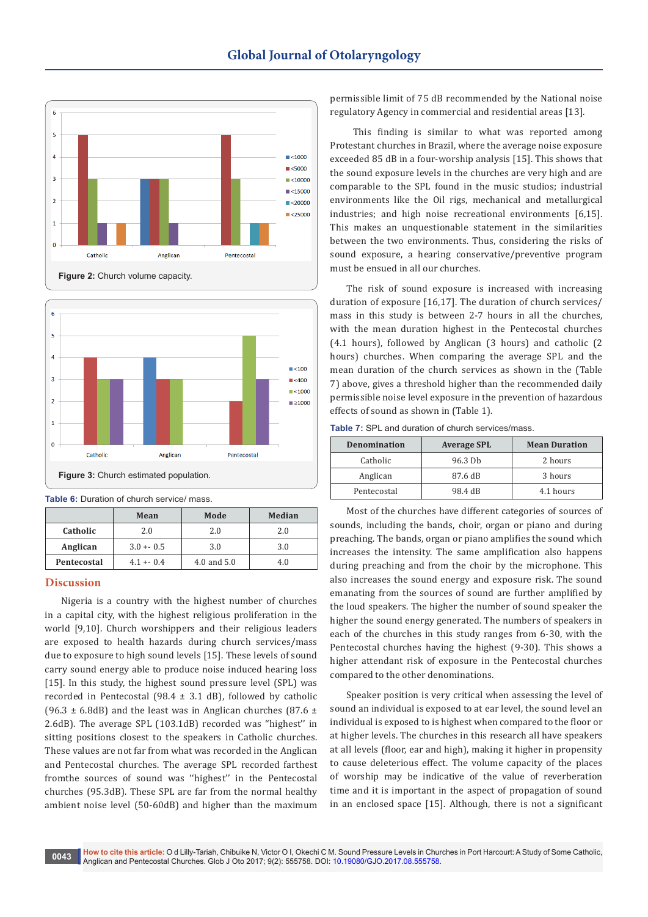Figure 2: Church volume capacity.

Figure 3: Church estimated population.

**Table 6:** Duration of church service/ mass.

| | Mean | Mode | Median |
|---|---|---|---|
| **Catholic** | 2.0 | 2.0 | 2.0 |
| **Anglican** | 3.0 +- 0.5 | 3.0 | 3.0 |
| **Pentecostal** | 4.1 +- 0.4 | 4.0 and 5.0 | 4.0 |

## Discussion

Nigeria is a country with the highest number of churches in a capital city, with the highest religious proliferation in the world [9,10]. Church worshippers and their religious leaders are exposed to health hazards during church services/mass due to exposure to high sound levels [15]. These levels of sound carry sound energy able to produce noise induced hearing loss [15]. In this study, the highest sound pressure level (SPL) was recorded in Pentecostal (98.4 ± 3.1 dB), followed by catholic (96.3 ± 6.8dB) and the least was in Anglican churches (87.6 ± 2.6dB). The average SPL (103.1dB) recorded was "highest'' in sitting positions closest to the speakers in Catholic churches. These values are not far from what was recorded in the Anglican and Pentecostal churches. The average SPL recorded farthest fromthe sources of sound was ''highest'' in the Pentecostal churches (95.3dB). These SPL are far from the normal healthy ambient noise level (50-60dB) and higher than the maximum permissible limit of 75 dB recommended by the National noise regulatory Agency in commercial and residential areas [13].

This finding is similar to what was reported among Protestant churches in Brazil, where the average noise exposure exceeded 85 dB in a four-worship analysis [15]. This shows that the sound exposure levels in the churches are very high and are comparable to the SPL found in the music studios; industrial environments like the Oil rigs, mechanical and metallurgical industries; and high noise recreational environments [6,15]. This makes an unquestionable statement in the similarities between the two environments. Thus, considering the risks of sound exposure, a hearing conservative/preventive program must be ensued in all our churches.

The risk of sound exposure is increased with increasing duration of exposure [16,17]. The duration of church services/ mass in this study is between 2-7 hours in all the churches, with the mean duration highest in the Pentecostal churches (4.1 hours), followed by Anglican (3 hours) and catholic (2 hours) churches. When comparing the average SPL and the mean duration of the church services as shown in the (Table 7) above, gives a threshold higher than the recommended daily permissible noise level exposure in the prevention of hazardous effects of sound as shown in (Table 1).

**Table 7:** SPL and duration of church services/mass.

| Denomination | Average SPL | Mean Duration |
|---|---|---|
| Catholic | 96.3 Db | 2 hours |
| Anglican | 87.6 dB | 3 hours |
| Pentecostal | 98.4 dB | 4.1 hours |

Most of the churches have different categories of sources of sounds, including the bands, choir, organ or piano and during preaching. The bands, organ or piano amplifies the sound which increases the intensity. The same amplification also happens during preaching and from the choir by the microphone. This also increases the sound energy and exposure risk. The sound emanating from the sources of sound are further amplified by the loud speakers. The higher the number of sound speaker the higher the sound energy generated. The numbers of speakers in each of the churches in this study ranges from 6-30, with the Pentecostal churches having the highest (9-30). This shows a higher attendant risk of exposure in the Pentecostal churches compared to the other denominations.

Speaker position is very critical when assessing the level of sound an individual is exposed to at ear level, the sound level an individual is exposed to is highest when compared to the floor or at higher levels. The churches in this research all have speakers at all levels (floor, ear and high), making it higher in propensity to cause deleterious effect. The volume capacity of the places of worship may be indicative of the value of reverberation time and it is important in the aspect of propagation of sound in an enclosed space [15]. Although, there is not a significant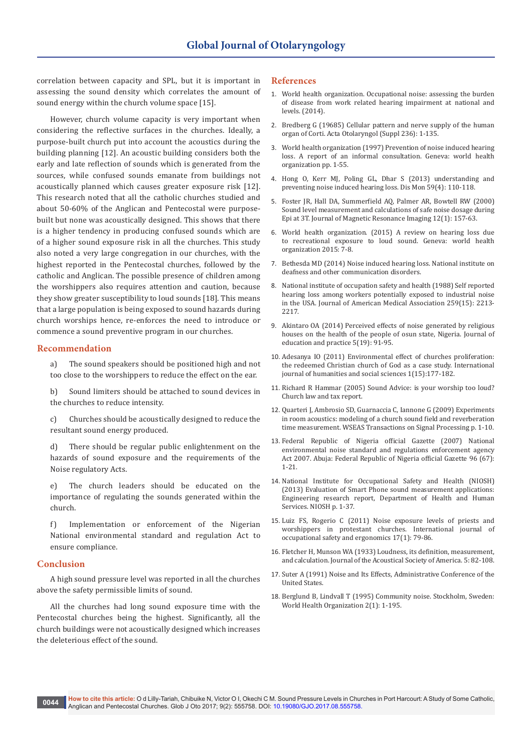correlation between capacity and SPL, but it is important in assessing the sound density which correlates the amount of sound energy within the church volume space [15].

However, church volume capacity is very important when considering the reflective surfaces in the churches. Ideally, a purpose-built church put into account the acoustics during the building planning [12]. An acoustic building considers both the early and late reflection of sounds which is generated from the sources, while confused sounds emanate from buildings not acoustically planned which causes greater exposure risk [12]. This research noted that all the catholic churches studied and about 50-60% of the Anglican and Pentecostal were purpose-built but none was acoustically designed. This shows that there is a higher tendency in producing confused sounds which are of a higher sound exposure risk in all the churches. This study also noted a very large congregation in our churches, with the highest reported in the Pentecostal churches, followed by the catholic and Anglican. The possible presence of children among the worshippers also requires attention and caution, because they show greater susceptibility to loud sounds [18]. This means that a large population is being exposed to sound hazards during church worships hence, re-enforces the need to introduce or commence a sound preventive program in our churches.

## Recommendation

a) The sound speakers should be positioned high and not too close to the worshippers to reduce the effect on the ear.

b) Sound limiters should be attached to sound devices in the churches to reduce intensity.

c) Churches should be acoustically designed to reduce the resultant sound energy produced.

d) There should be regular public enlightenment on the hazards of sound exposure and the requirements of the Noise regulatory Acts.

e) The church leaders should be educated on the importance of regulating the sounds generated within the church.

f) Implementation or enforcement of the Nigerian National environmental standard and regulation Act to ensure compliance.

## Conclusion

A high sound pressure level was reported in all the churches above the safety permissible limits of sound.

All the churches had long sound exposure time with the Pentecostal churches being the highest. Significantly, all the church buildings were not acoustically designed which increases the deleterious effect of the sound.

## References

1. World health organization. Occupational noise: assessing the burden of disease from work related hearing impairment at national and levels. (2014).
2. Bredberg G (19685) Cellular pattern and nerve supply of the human organ of Corti. Acta Otolaryngol (Suppl 236): 1-135.
3. World health organization (1997) Prevention of noise induced hearing loss. A report of an informal consultation. Geneva: world health organization pp. 1-55.
4. Hong O, Kerr MJ, Poling GL, Dhar S (2013) understanding and preventing noise induced hearing loss. Dis Mon 59(4): 110-118.
5. Foster JR, Hall DA, Summerfield AQ, Palmer AR, Bowtell RW (2000) Sound level measurement and calculations of safe noise dosage during Epi at 3T. Journal of Magnetic Resonance Imaging 12(1): 157-63.
6. World health organization. (2015) A review on hearing loss due to recreational exposure to loud sound. Geneva: world health organization 2015: 7-8.
7. Bethesda MD (2014) Noise induced hearing loss. National institute on deafness and other communication disorders.
8. National institute of occupation safety and health (1988) Self reported hearing loss among workers potentially exposed to industrial noise in the USA. Journal of American Medical Association 259(15): 2213-2217.
9. Akintaro OA (2014) Perceived effects of noise generated by religious houses on the health of the people of osun state, Nigeria. Journal of education and practice 5(19): 91-95.
10. Adesanya IO (2011) Environmental effect of churches proliferation: the redeemed Christian church of God as a case study. International journal of humanities and social sciences 1(15):177-182.
11. Richard R Hammar (2005) Sound Advice: is your worship too loud? Church law and tax report.
12. Quarteri J, Ambrosio SD, Guarnaccia C, Iannone G (2009) Experiments in room acoustics: modeling of a church sound field and reverberation time measurement. WSEAS Transactions on Signal Processing p. 1-10.
13. Federal Republic of Nigeria official Gazette (2007) National environmental noise standard and regulations enforcement agency Act 2007. Abuja: Federal Republic of Nigeria official Gazette 96 (67): 1-21.
14. National Institute for Occupational Safety and Health (NIOSH) (2013) Evaluation of Smart Phone sound measurement applications: Engineering research report, Department of Health and Human Services. NIOSH p. 1-37.
15. Luiz FS, Rogerio C (2011) Noise exposure levels of priests and worshippers in protestant churches. International journal of occupational safety and ergonomics 17(1): 79-86.
16. Fletcher H, Munson WA (1933) Loudness, its definition, measurement, and calculation. Journal of the Acoustical Society of America. 5: 82-108.
17. Suter A (1991) Noise and Its Effects, Administrative Conference of the United States.
18. Berglund B, Lindvall T (1995) Community noise. Stockholm, Sweden: World Health Organization 2(1): 1-195.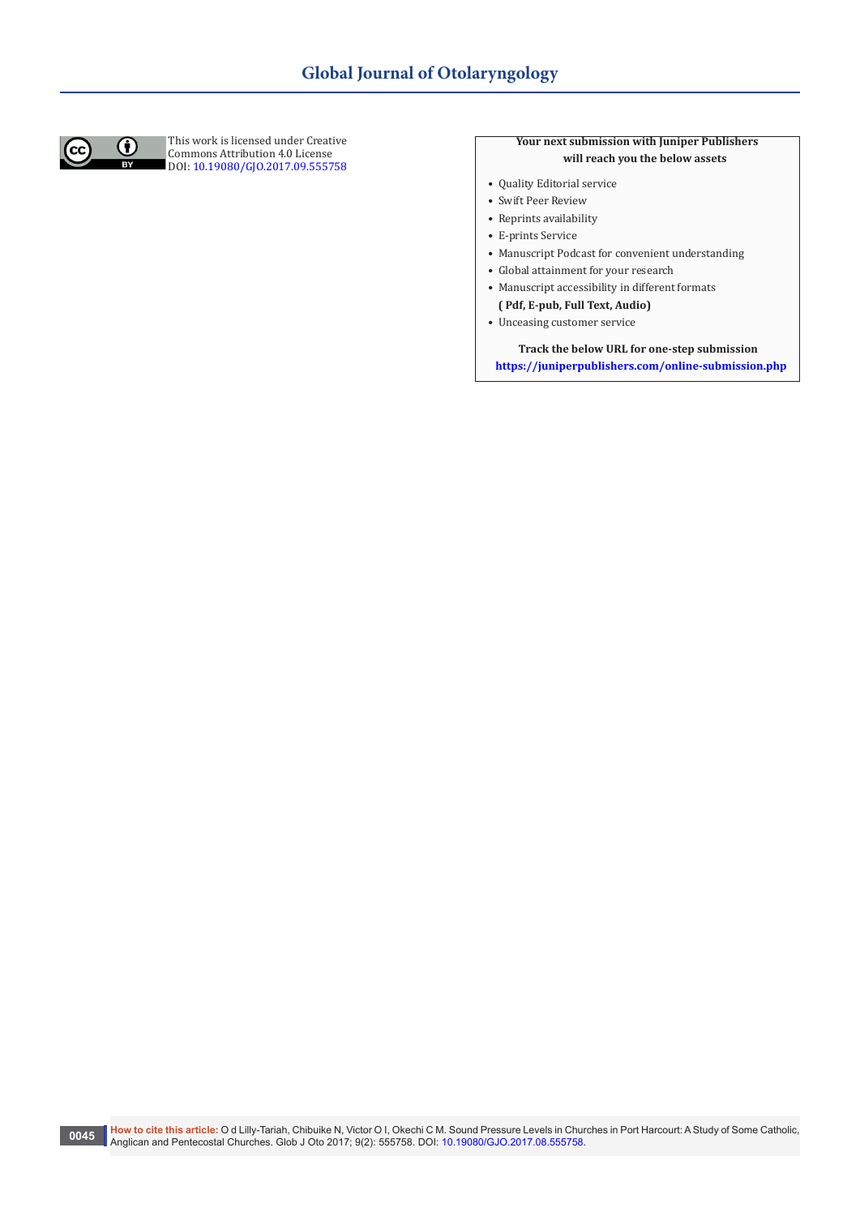This work is licensed under Creative Commons Attribution 4.0 License
DOI: 10.19080/GJO.2017.09.555758

**Your next submission with Juniper Publishers will reach you the below assets**

- Quality Editorial service
- Swift Peer Review
- Reprints availability
- E-prints Service
- Manuscript Podcast for convenient understanding
- Global attainment for your research
- Manuscript accessibility in different formats
  **( Pdf, E-pub, Full Text, Audio)**
- Unceasing customer service

**Track the below URL for one-step submission**
**https://juniperpublishers.com/online-submission.php**